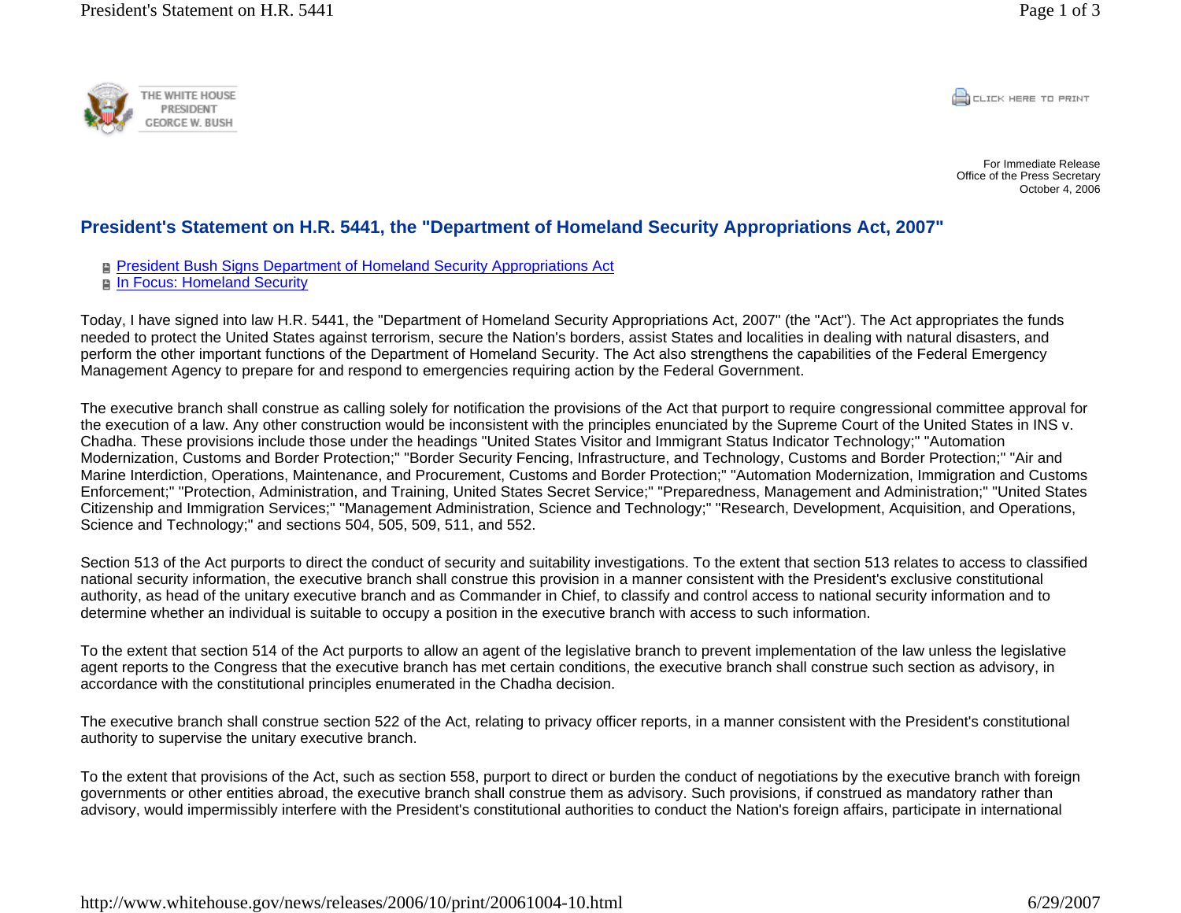THE WHITE HOUSE
PRESIDENT
GEORGE W. BUSH

CLICK HERE TO PRINT

For Immediate Release
Office of the Press Secretary
October 4, 2006

# President's Statement on H.R. 5441, the "Department of Homeland Security Appropriations Act, 2007"

- President Bush Signs Department of Homeland Security Appropriations Act
- In Focus: Homeland Security

Today, I have signed into law H.R. 5441, the "Department of Homeland Security Appropriations Act, 2007" (the "Act"). The Act appropriates the funds needed to protect the United States against terrorism, secure the Nation's borders, assist States and localities in dealing with natural disasters, and perform the other important functions of the Department of Homeland Security. The Act also strengthens the capabilities of the Federal Emergency Management Agency to prepare for and respond to emergencies requiring action by the Federal Government.

The executive branch shall construe as calling solely for notification the provisions of the Act that purport to require congressional committee approval for the execution of a law. Any other construction would be inconsistent with the principles enunciated by the Supreme Court of the United States in INS v. Chadha. These provisions include those under the headings "United States Visitor and Immigrant Status Indicator Technology;" "Automation Modernization, Customs and Border Protection;" "Border Security Fencing, Infrastructure, and Technology, Customs and Border Protection;" "Air and Marine Interdiction, Operations, Maintenance, and Procurement, Customs and Border Protection;" "Automation Modernization, Immigration and Customs Enforcement;" "Protection, Administration, and Training, United States Secret Service;" "Preparedness, Management and Administration;" "United States Citizenship and Immigration Services;" "Management Administration, Science and Technology;" "Research, Development, Acquisition, and Operations, Science and Technology;" and sections 504, 505, 509, 511, and 552.

Section 513 of the Act purports to direct the conduct of security and suitability investigations. To the extent that section 513 relates to access to classified national security information, the executive branch shall construe this provision in a manner consistent with the President's exclusive constitutional authority, as head of the unitary executive branch and as Commander in Chief, to classify and control access to national security information and to determine whether an individual is suitable to occupy a position in the executive branch with access to such information.

To the extent that section 514 of the Act purports to allow an agent of the legislative branch to prevent implementation of the law unless the legislative agent reports to the Congress that the executive branch has met certain conditions, the executive branch shall construe such section as advisory, in accordance with the constitutional principles enumerated in the Chadha decision.

The executive branch shall construe section 522 of the Act, relating to privacy officer reports, in a manner consistent with the President's constitutional authority to supervise the unitary executive branch.

To the extent that provisions of the Act, such as section 558, purport to direct or burden the conduct of negotiations by the executive branch with foreign governments or other entities abroad, the executive branch shall construe them as advisory. Such provisions, if construed as mandatory rather than advisory, would impermissibly interfere with the President's constitutional authorities to conduct the Nation's foreign affairs, participate in international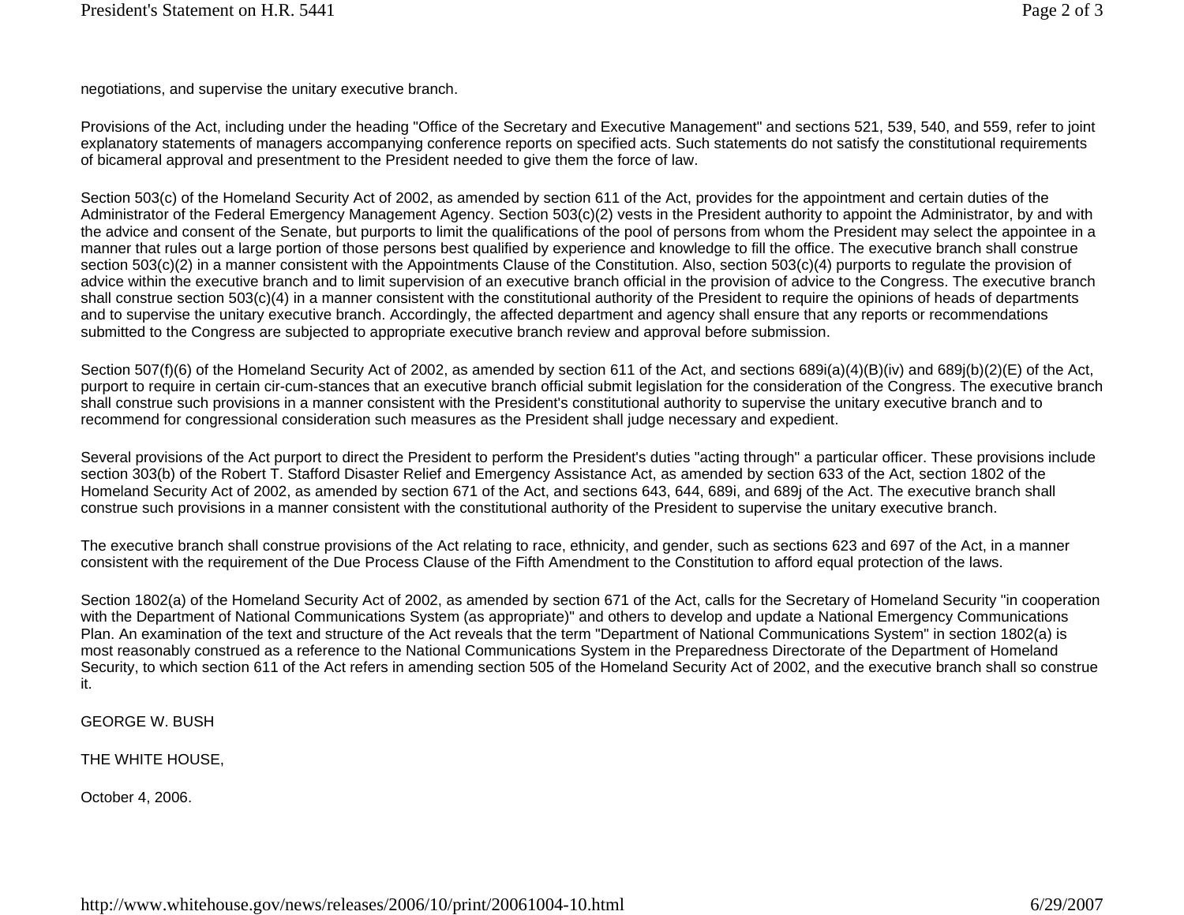negotiations, and supervise the unitary executive branch.

Provisions of the Act, including under the heading "Office of the Secretary and Executive Management" and sections 521, 539, 540, and 559, refer to joint explanatory statements of managers accompanying conference reports on specified acts. Such statements do not satisfy the constitutional requirements of bicameral approval and presentment to the President needed to give them the force of law.

Section 503(c) of the Homeland Security Act of 2002, as amended by section 611 of the Act, provides for the appointment and certain duties of the Administrator of the Federal Emergency Management Agency. Section 503(c)(2) vests in the President authority to appoint the Administrator, by and with the advice and consent of the Senate, but purports to limit the qualifications of the pool of persons from whom the President may select the appointee in a manner that rules out a large portion of those persons best qualified by experience and knowledge to fill the office. The executive branch shall construe section 503(c)(2) in a manner consistent with the Appointments Clause of the Constitution. Also, section 503(c)(4) purports to regulate the provision of advice within the executive branch and to limit supervision of an executive branch official in the provision of advice to the Congress. The executive branch shall construe section 503(c)(4) in a manner consistent with the constitutional authority of the President to require the opinions of heads of departments and to supervise the unitary executive branch. Accordingly, the affected department and agency shall ensure that any reports or recommendations submitted to the Congress are subjected to appropriate executive branch review and approval before submission.

Section 507(f)(6) of the Homeland Security Act of 2002, as amended by section 611 of the Act, and sections 689i(a)(4)(B)(iv) and 689j(b)(2)(E) of the Act, purport to require in certain cir-cum-stances that an executive branch official submit legislation for the consideration of the Congress. The executive branch shall construe such provisions in a manner consistent with the President's constitutional authority to supervise the unitary executive branch and to recommend for congressional consideration such measures as the President shall judge necessary and expedient.

Several provisions of the Act purport to direct the President to perform the President's duties "acting through" a particular officer. These provisions include section 303(b) of the Robert T. Stafford Disaster Relief and Emergency Assistance Act, as amended by section 633 of the Act, section 1802 of the Homeland Security Act of 2002, as amended by section 671 of the Act, and sections 643, 644, 689i, and 689j of the Act. The executive branch shall construe such provisions in a manner consistent with the constitutional authority of the President to supervise the unitary executive branch.

The executive branch shall construe provisions of the Act relating to race, ethnicity, and gender, such as sections 623 and 697 of the Act, in a manner consistent with the requirement of the Due Process Clause of the Fifth Amendment to the Constitution to afford equal protection of the laws.

Section 1802(a) of the Homeland Security Act of 2002, as amended by section 671 of the Act, calls for the Secretary of Homeland Security "in cooperation with the Department of National Communications System (as appropriate)" and others to develop and update a National Emergency Communications Plan. An examination of the text and structure of the Act reveals that the term "Department of National Communications System" in section 1802(a) is most reasonably construed as a reference to the National Communications System in the Preparedness Directorate of the Department of Homeland Security, to which section 611 of the Act refers in amending section 505 of the Homeland Security Act of 2002, and the executive branch shall so construe it.

GEORGE W. BUSH

THE WHITE HOUSE,

October 4, 2006.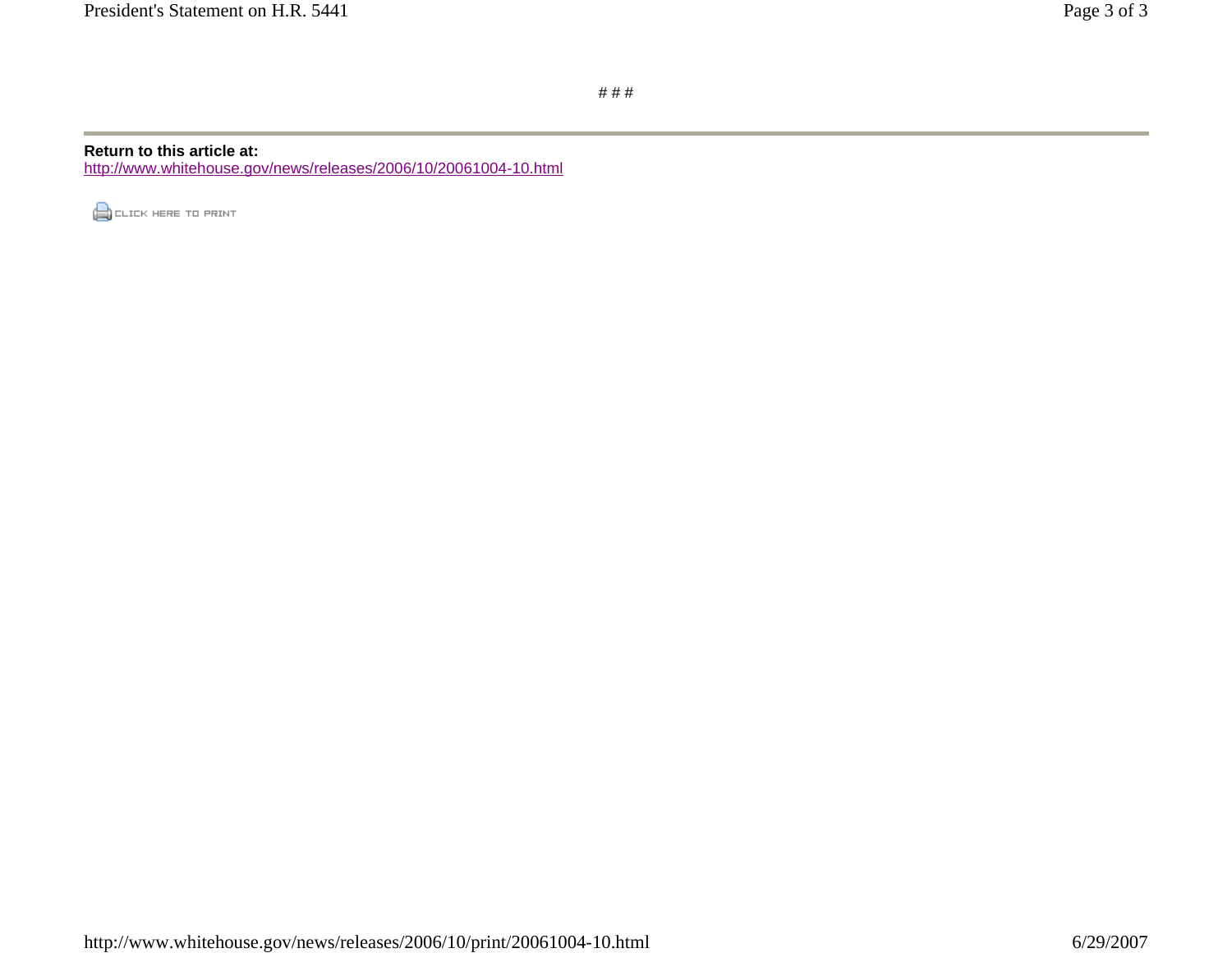# # #

**Return to this article at:**
http://www.whitehouse.gov/news/releases/2006/10/20061004-10.html

CLICK HERE TO PRINT